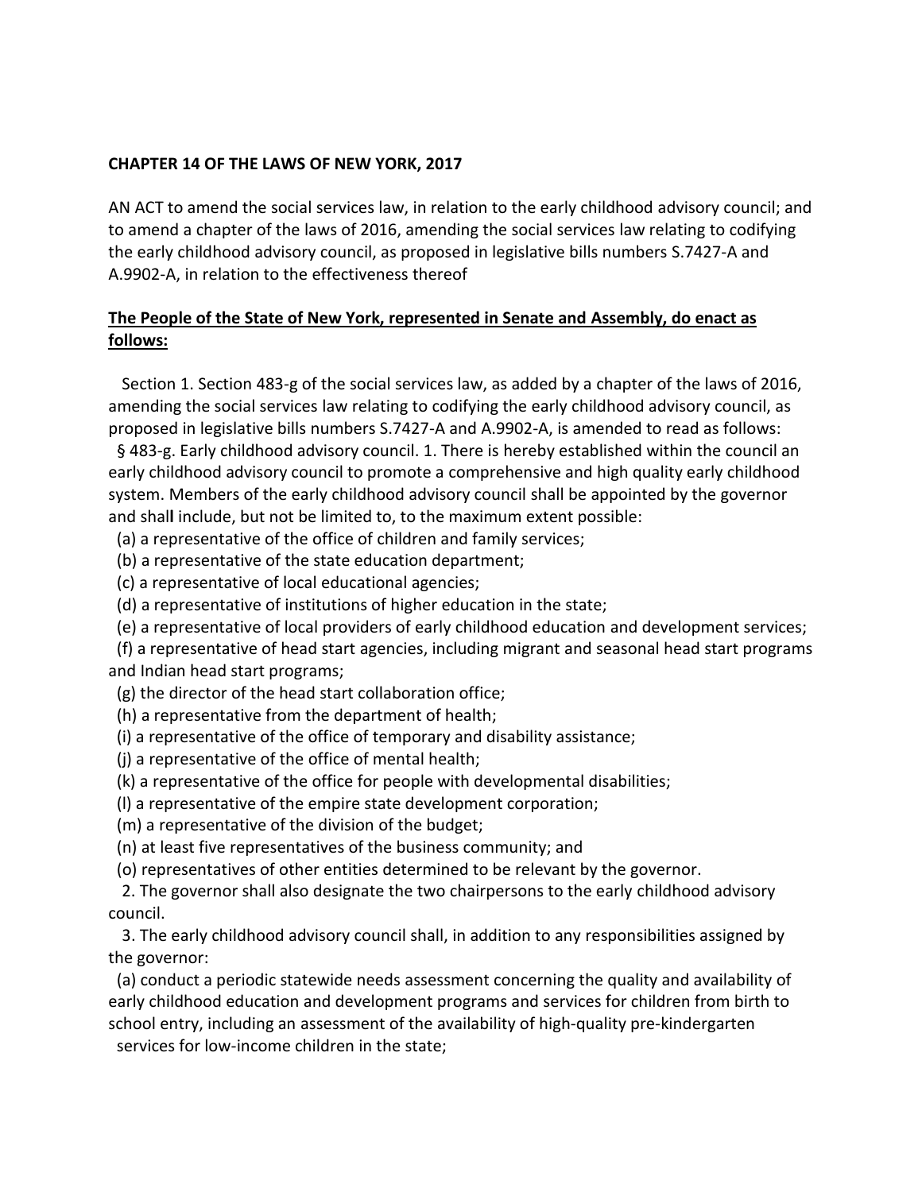**CHAPTER 14 OF THE LAWS OF NEW YORK, 2017**

AN ACT to amend the social services law, in relation to the early childhood advisory council; and to amend a chapter of the laws of 2016, amending the social services law relating to codifying the early childhood advisory council, as proposed in legislative bills numbers S.7427-A and A.9902-A, in relation to the effectiveness thereof

**The People of the State of New York, represented in Senate and Assembly, do enact as follows:**

Section 1. Section 483-g of the social services law, as added by a chapter of the laws of 2016, amending the social services law relating to codifying the early childhood advisory council, as proposed in legislative bills numbers S.7427-A and A.9902-A, is amended to read as follows:

§ 483-g. Early childhood advisory council. 1. There is hereby established within the council an early childhood advisory council to promote a comprehensive and high quality early childhood system. Members of the early childhood advisory council shall be appointed by the governor and shall include, but not be limited to, to the maximum extent possible:

(a) a representative of the office of children and family services;
(b) a representative of the state education department;
(c) a representative of local educational agencies;
(d) a representative of institutions of higher education in the state;
(e) a representative of local providers of early childhood education and development services;
(f) a representative of head start agencies, including migrant and seasonal head start programs and Indian head start programs;
(g) the director of the head start collaboration office;
(h) a representative from the department of health;
(i) a representative of the office of temporary and disability assistance;
(j) a representative of the office of mental health;
(k) a representative of the office for people with developmental disabilities;
(l) a representative of the empire state development corporation;
(m) a representative of the division of the budget;
(n) at least five representatives of the business community; and
(o) representatives of other entities determined to be relevant by the governor.

2. The governor shall also designate the two chairpersons to the early childhood advisory council.

3. The early childhood advisory council shall, in addition to any responsibilities assigned by the governor:

(a) conduct a periodic statewide needs assessment concerning the quality and availability of early childhood education and development programs and services for children from birth to school entry, including an assessment of the availability of high-quality pre-kindergarten services for low-income children in the state;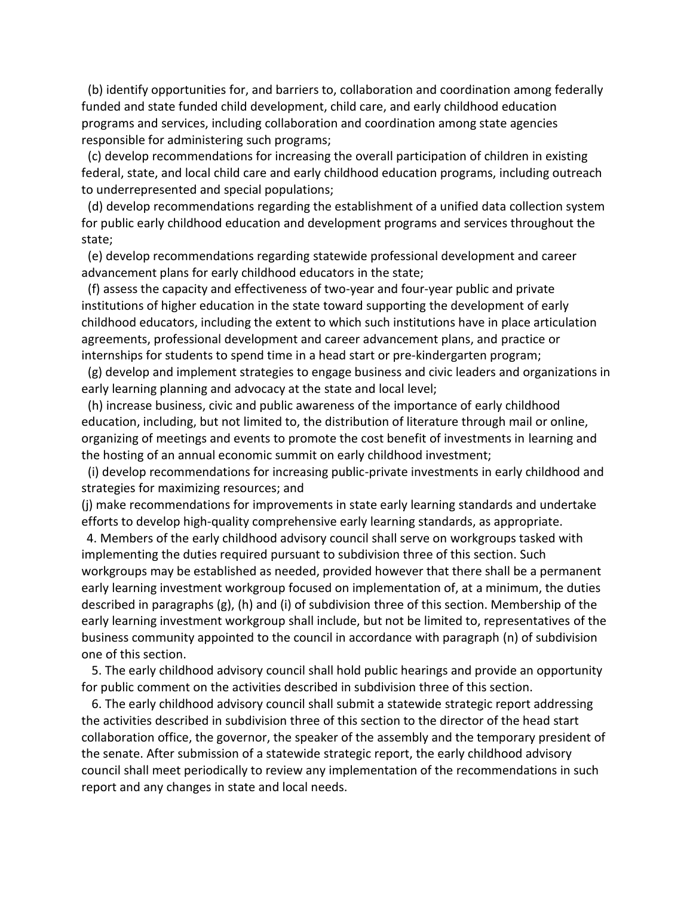(b) identify opportunities for, and barriers to, collaboration and coordination among federally funded and state funded child development, child care, and early childhood education programs and services, including collaboration and coordination among state agencies responsible for administering such programs;

(c) develop recommendations for increasing the overall participation of children in existing federal, state, and local child care and early childhood education programs, including outreach to underrepresented and special populations;

(d) develop recommendations regarding the establishment of a unified data collection system for public early childhood education and development programs and services throughout the state;

(e) develop recommendations regarding statewide professional development and career advancement plans for early childhood educators in the state;

(f) assess the capacity and effectiveness of two-year and four-year public and private institutions of higher education in the state toward supporting the development of early childhood educators, including the extent to which such institutions have in place articulation agreements, professional development and career advancement plans, and practice or internships for students to spend time in a head start or pre-kindergarten program;

(g) develop and implement strategies to engage business and civic leaders and organizations in early learning planning and advocacy at the state and local level;

(h) increase business, civic and public awareness of the importance of early childhood education, including, but not limited to, the distribution of literature through mail or online, organizing of meetings and events to promote the cost benefit of investments in learning and the hosting of an annual economic summit on early childhood investment;

(i) develop recommendations for increasing public-private investments in early childhood and strategies for maximizing resources; and

(j) make recommendations for improvements in state early learning standards and undertake efforts to develop high-quality comprehensive early learning standards, as appropriate.

4. Members of the early childhood advisory council shall serve on workgroups tasked with implementing the duties required pursuant to subdivision three of this section. Such workgroups may be established as needed, provided however that there shall be a permanent early learning investment workgroup focused on implementation of, at a minimum, the duties described in paragraphs (g), (h) and (i) of subdivision three of this section. Membership of the early learning investment workgroup shall include, but not be limited to, representatives of the business community appointed to the council in accordance with paragraph (n) of subdivision one of this section.

5. The early childhood advisory council shall hold public hearings and provide an opportunity for public comment on the activities described in subdivision three of this section.

6. The early childhood advisory council shall submit a statewide strategic report addressing the activities described in subdivision three of this section to the director of the head start collaboration office, the governor, the speaker of the assembly and the temporary president of the senate. After submission of a statewide strategic report, the early childhood advisory council shall meet periodically to review any implementation of the recommendations in such report and any changes in state and local needs.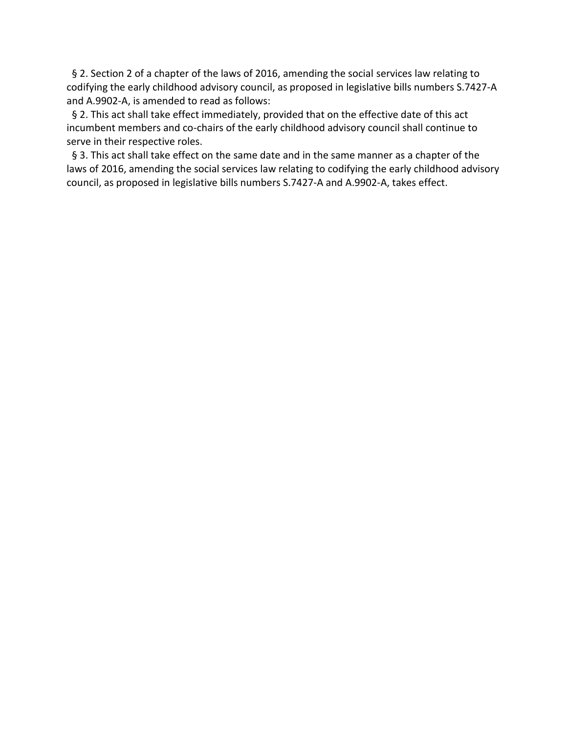§ 2. Section 2 of a chapter of the laws of 2016, amending the social services law relating to codifying the early childhood advisory council, as proposed in legislative bills numbers S.7427-A and A.9902-A, is amended to read as follows:

§ 2. This act shall take effect immediately, provided that on the effective date of this act incumbent members and co-chairs of the early childhood advisory council shall continue to serve in their respective roles.

§ 3. This act shall take effect on the same date and in the same manner as a chapter of the laws of 2016, amending the social services law relating to codifying the early childhood advisory council, as proposed in legislative bills numbers S.7427-A and A.9902-A, takes effect.